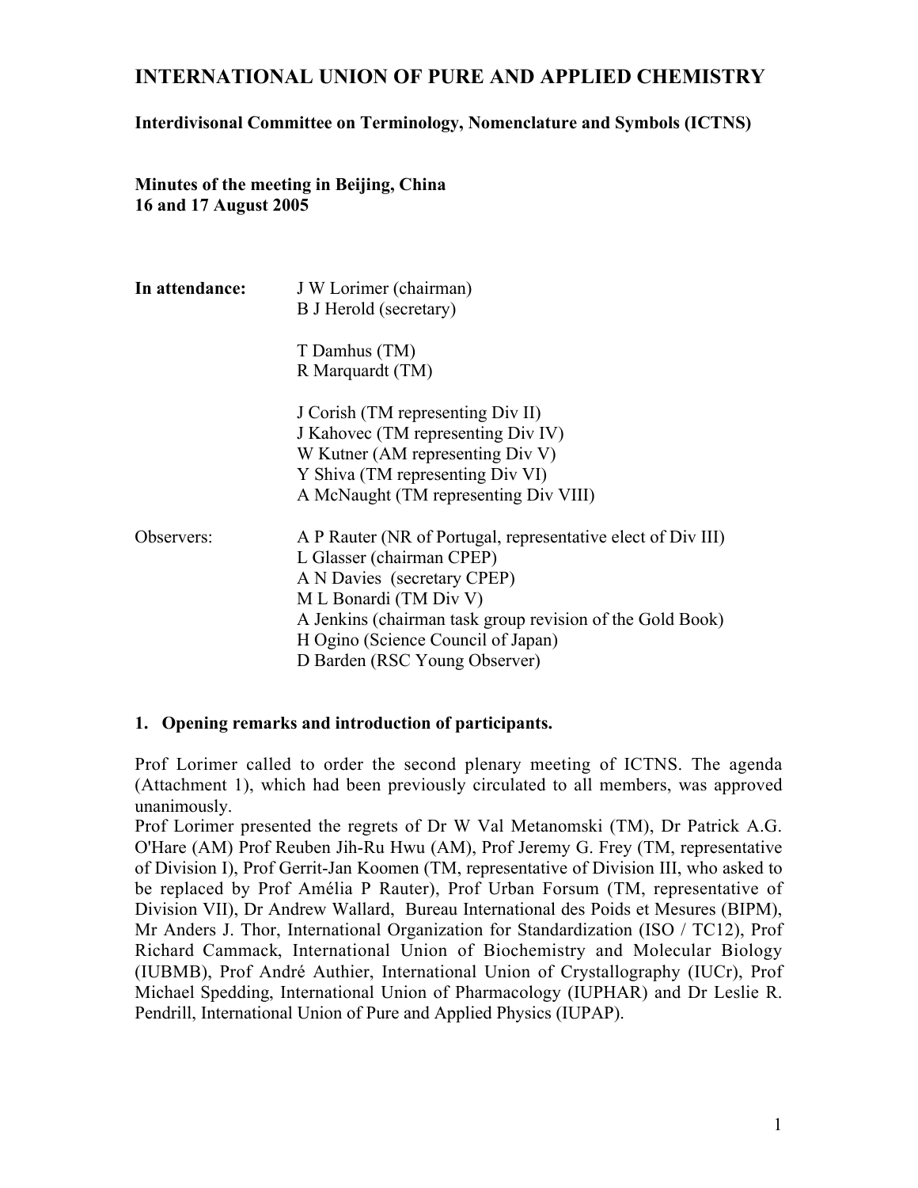# INTERNATIONAL UNION OF PURE AND APPLIED CHEMISTRY

**Interdivisonal Committee on Terminology, Nomenclature and Symbols (ICTNS)**

**Minutes of the meeting in Beijing, China**
**16 and 17 August 2005**

| | |
|---|---|
| **In attendance:** | J W Lorimer (chairman) |
| | B J Herold (secretary) |
| | |
| | T Damhus (TM) |
| | R Marquardt (TM) |
| | |
| | J Corish (TM representing Div II) |
| | J Kahovec (TM representing Div IV) |
| | W Kutner (AM representing Div V) |
| | Y Shiva (TM representing Div VI) |
| | A McNaught (TM representing Div VIII) |
| | |
| Observers: | A P Rauter (NR of Portugal, representative elect of Div III) |
| | L Glasser (chairman CPEP) |
| | A N Davies (secretary CPEP) |
| | M L Bonardi (TM Div V) |
| | A Jenkins (chairman task group revision of the Gold Book) |
| | H Ogino (Science Council of Japan) |
| | D Barden (RSC Young Observer) |

## 1. Opening remarks and introduction of participants.

Prof Lorimer called to order the second plenary meeting of ICTNS. The agenda (Attachment 1), which had been previously circulated to all members, was approved unanimously.

Prof Lorimer presented the regrets of Dr W Val Metanomski (TM), Dr Patrick A.G. O'Hare (AM) Prof Reuben Jih-Ru Hwu (AM), Prof Jeremy G. Frey (TM, representative of Division I), Prof Gerrit-Jan Koomen (TM, representative of Division III, who asked to be replaced by Prof Amélia P Rauter), Prof Urban Forsum (TM, representative of Division VII), Dr Andrew Wallard, Bureau International des Poids et Mesures (BIPM), Mr Anders J. Thor, International Organization for Standardization (ISO / TC12), Prof Richard Cammack, International Union of Biochemistry and Molecular Biology (IUBMB), Prof André Authier, International Union of Crystallography (IUCr), Prof Michael Spedding, International Union of Pharmacology (IUPHAR) and Dr Leslie R. Pendrill, International Union of Pure and Applied Physics (IUPAP).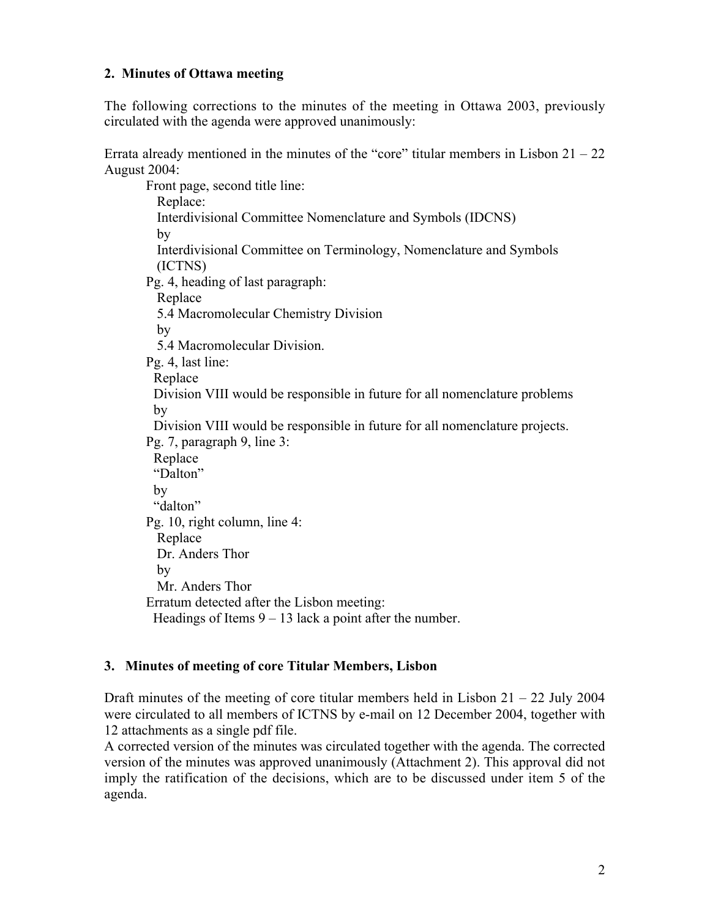**2. Minutes of Ottawa meeting**

The following corrections to the minutes of the meeting in Ottawa 2003, previously circulated with the agenda were approved unanimously:

Errata already mentioned in the minutes of the "core" titular members in Lisbon 21 – 22 August 2004:

Front page, second title line:
Replace:
Interdivisional Committee Nomenclature and Symbols (IDCNS)
by
Interdivisional Committee on Terminology, Nomenclature and Symbols (ICTNS)

Pg. 4, heading of last paragraph:
Replace
5.4 Macromolecular Chemistry Division
by
5.4 Macromolecular Division.

Pg. 4, last line:
Replace
Division VIII would be responsible in future for all nomenclature problems
by
Division VIII would be responsible in future for all nomenclature projects.

Pg. 7, paragraph 9, line 3:
Replace
"Dalton"
by
"dalton"

Pg. 10, right column, line 4:
Replace
Dr. Anders Thor
by
Mr. Anders Thor

Erratum detected after the Lisbon meeting:
Headings of Items 9 – 13 lack a point after the number.

**3. Minutes of meeting of core Titular Members, Lisbon**

Draft minutes of the meeting of core titular members held in Lisbon 21 – 22 July 2004 were circulated to all members of ICTNS by e-mail on 12 December 2004, together with 12 attachments as a single pdf file.
A corrected version of the minutes was circulated together with the agenda. The corrected version of the minutes was approved unanimously (Attachment 2). This approval did not imply the ratification of the decisions, which are to be discussed under item 5 of the agenda.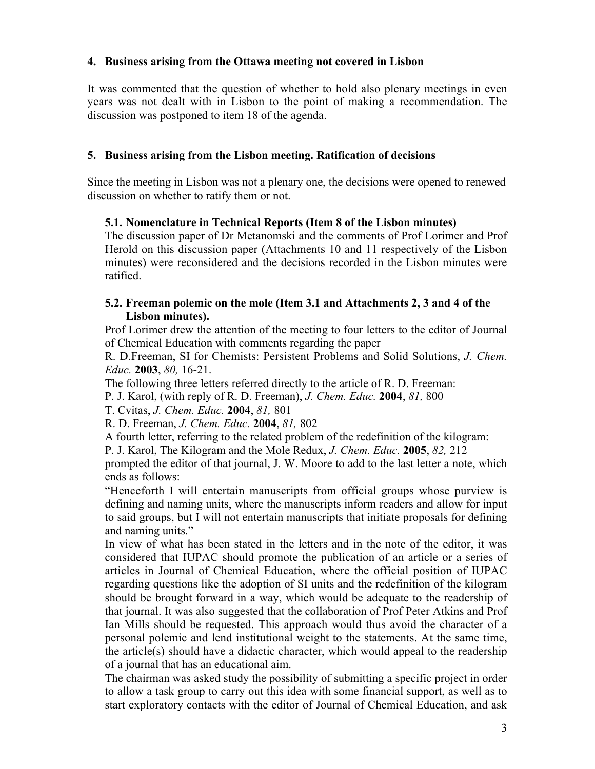## 4. Business arising from the Ottawa meeting not covered in Lisbon

It was commented that the question of whether to hold also plenary meetings in even years was not dealt with in Lisbon to the point of making a recommendation. The discussion was postponed to item 18 of the agenda.

## 5. Business arising from the Lisbon meeting. Ratification of decisions

Since the meeting in Lisbon was not a plenary one, the decisions were opened to renewed discussion on whether to ratify them or not.

### 5.1. Nomenclature in Technical Reports (Item 8 of the Lisbon minutes)

The discussion paper of Dr Metanomski and the comments of Prof Lorimer and Prof Herold on this discussion paper (Attachments 10 and 11 respectively of the Lisbon minutes) were reconsidered and the decisions recorded in the Lisbon minutes were ratified.

### 5.2. Freeman polemic on the mole (Item 3.1 and Attachments 2, 3 and 4 of the Lisbon minutes).

Prof Lorimer drew the attention of the meeting to four letters to the editor of Journal of Chemical Education with comments regarding the paper

R. D.Freeman, SI for Chemists: Persistent Problems and Solid Solutions, *J. Chem. Educ.* **2003**, *80,* 16-21.

The following three letters referred directly to the article of R. D. Freeman:

P. J. Karol, (with reply of R. D. Freeman), *J. Chem. Educ.* **2004**, *81,* 800

T. Cvitas, *J. Chem. Educ.* **2004**, *81,* 801

R. D. Freeman, *J. Chem. Educ.* **2004**, *81,* 802

A fourth letter, referring to the related problem of the redefinition of the kilogram:

P. J. Karol, The Kilogram and the Mole Redux, *J. Chem. Educ.* **2005**, *82,* 212

prompted the editor of that journal, J. W. Moore to add to the last letter a note, which ends as follows:

"Henceforth I will entertain manuscripts from official groups whose purview is defining and naming units, where the manuscripts inform readers and allow for input to said groups, but I will not entertain manuscripts that initiate proposals for defining and naming units."

In view of what has been stated in the letters and in the note of the editor, it was considered that IUPAC should promote the publication of an article or a series of articles in Journal of Chemical Education, where the official position of IUPAC regarding questions like the adoption of SI units and the redefinition of the kilogram should be brought forward in a way, which would be adequate to the readership of that journal. It was also suggested that the collaboration of Prof Peter Atkins and Prof Ian Mills should be requested. This approach would thus avoid the character of a personal polemic and lend institutional weight to the statements. At the same time, the article(s) should have a didactic character, which would appeal to the readership of a journal that has an educational aim.

The chairman was asked study the possibility of submitting a specific project in order to allow a task group to carry out this idea with some financial support, as well as to start exploratory contacts with the editor of Journal of Chemical Education, and ask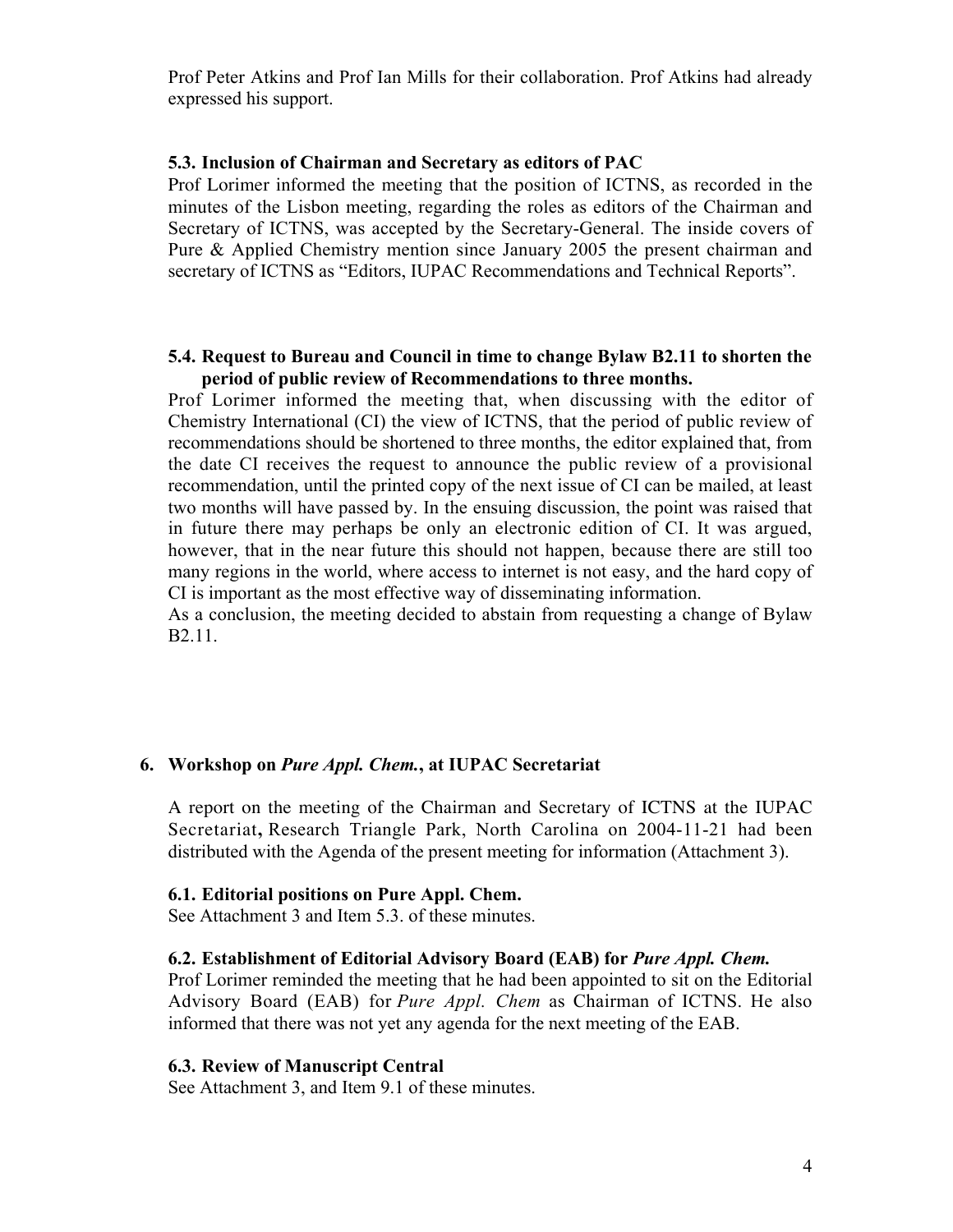Prof Peter Atkins and Prof Ian Mills for their collaboration. Prof Atkins had already expressed his support.

### 5.3. Inclusion of Chairman and Secretary as editors of PAC

Prof Lorimer informed the meeting that the position of ICTNS, as recorded in the minutes of the Lisbon meeting, regarding the roles as editors of the Chairman and Secretary of ICTNS, was accepted by the Secretary-General. The inside covers of Pure & Applied Chemistry mention since January 2005 the present chairman and secretary of ICTNS as "Editors, IUPAC Recommendations and Technical Reports".

### 5.4. Request to Bureau and Council in time to change Bylaw B2.11 to shorten the period of public review of Recommendations to three months.

Prof Lorimer informed the meeting that, when discussing with the editor of Chemistry International (CI) the view of ICTNS, that the period of public review of recommendations should be shortened to three months, the editor explained that, from the date CI receives the request to announce the public review of a provisional recommendation, until the printed copy of the next issue of CI can be mailed, at least two months will have passed by. In the ensuing discussion, the point was raised that in future there may perhaps be only an electronic edition of CI. It was argued, however, that in the near future this should not happen, because there are still too many regions in the world, where access to internet is not easy, and the hard copy of CI is important as the most effective way of disseminating information.

As a conclusion, the meeting decided to abstain from requesting a change of Bylaw B2.11.

## 6. Workshop on *Pure Appl. Chem.*, at IUPAC Secretariat

A report on the meeting of the Chairman and Secretary of ICTNS at the IUPAC Secretariat, Research Triangle Park, North Carolina on 2004-11-21 had been distributed with the Agenda of the present meeting for information (Attachment 3).

### 6.1. Editorial positions on Pure Appl. Chem.

See Attachment 3 and Item 5.3. of these minutes.

### 6.2. Establishment of Editorial Advisory Board (EAB) for *Pure Appl. Chem.*

Prof Lorimer reminded the meeting that he had been appointed to sit on the Editorial Advisory Board (EAB) for *Pure Appl. Chem* as Chairman of ICTNS. He also informed that there was not yet any agenda for the next meeting of the EAB.

### 6.3. Review of Manuscript Central

See Attachment 3, and Item 9.1 of these minutes.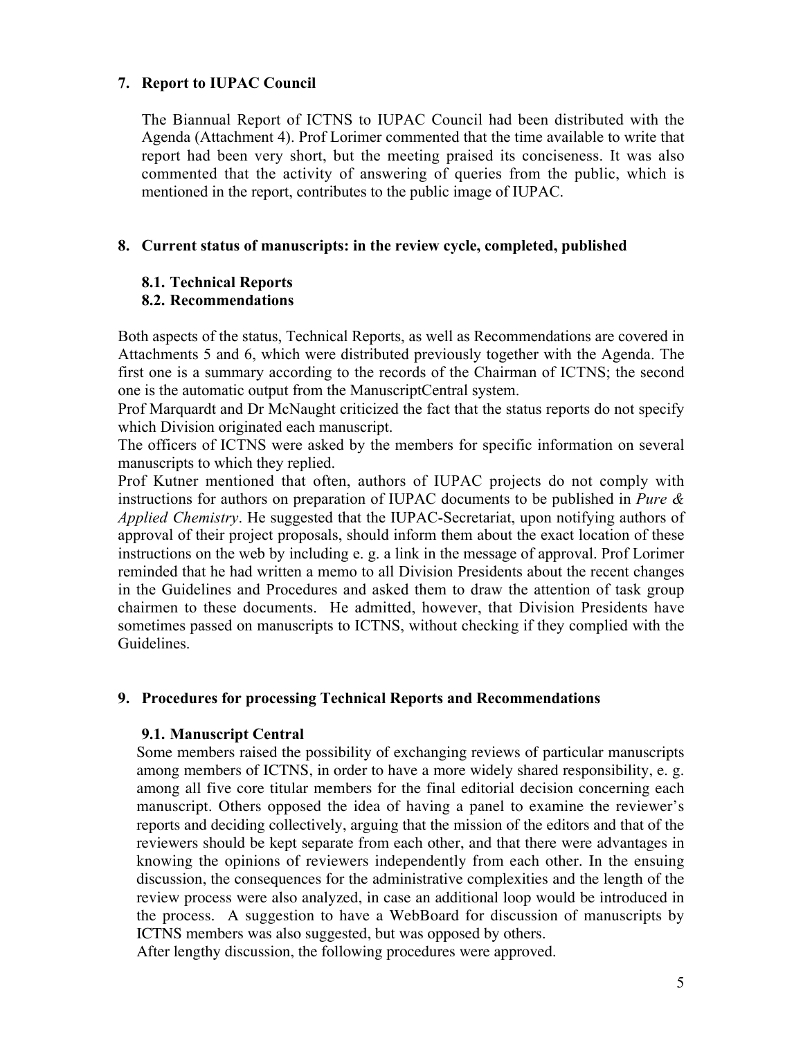## 7. Report to IUPAC Council

The Biannual Report of ICTNS to IUPAC Council had been distributed with the Agenda (Attachment 4). Prof Lorimer commented that the time available to write that report had been very short, but the meeting praised its conciseness. It was also commented that the activity of answering of queries from the public, which is mentioned in the report, contributes to the public image of IUPAC.

## 8. Current status of manuscripts: in the review cycle, completed, published

### 8.1. Technical Reports
### 8.2. Recommendations

Both aspects of the status, Technical Reports, as well as Recommendations are covered in Attachments 5 and 6, which were distributed previously together with the Agenda. The first one is a summary according to the records of the Chairman of ICTNS; the second one is the automatic output from the ManuscriptCentral system.

Prof Marquardt and Dr McNaught criticized the fact that the status reports do not specify which Division originated each manuscript.

The officers of ICTNS were asked by the members for specific information on several manuscripts to which they replied.

Prof Kutner mentioned that often, authors of IUPAC projects do not comply with instructions for authors on preparation of IUPAC documents to be published in *Pure & Applied Chemistry*. He suggested that the IUPAC-Secretariat, upon notifying authors of approval of their project proposals, should inform them about the exact location of these instructions on the web by including e. g. a link in the message of approval. Prof Lorimer reminded that he had written a memo to all Division Presidents about the recent changes in the Guidelines and Procedures and asked them to draw the attention of task group chairmen to these documents. He admitted, however, that Division Presidents have sometimes passed on manuscripts to ICTNS, without checking if they complied with the Guidelines.

## 9. Procedures for processing Technical Reports and Recommendations

### 9.1. Manuscript Central

Some members raised the possibility of exchanging reviews of particular manuscripts among members of ICTNS, in order to have a more widely shared responsibility, e. g. among all five core titular members for the final editorial decision concerning each manuscript. Others opposed the idea of having a panel to examine the reviewer's reports and deciding collectively, arguing that the mission of the editors and that of the reviewers should be kept separate from each other, and that there were advantages in knowing the opinions of reviewers independently from each other. In the ensuing discussion, the consequences for the administrative complexities and the length of the review process were also analyzed, in case an additional loop would be introduced in the process. A suggestion to have a WebBoard for discussion of manuscripts by ICTNS members was also suggested, but was opposed by others.

After lengthy discussion, the following procedures were approved.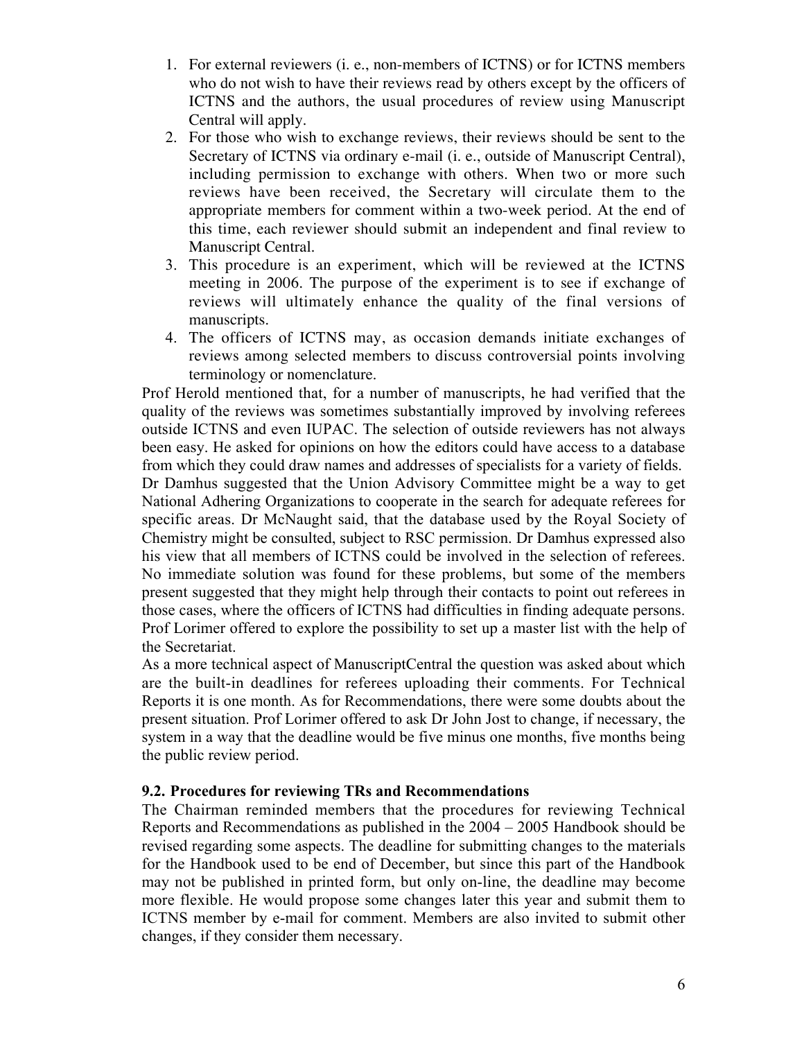1. For external reviewers (i. e., non-members of ICTNS) or for ICTNS members who do not wish to have their reviews read by others except by the officers of ICTNS and the authors, the usual procedures of review using Manuscript Central will apply.
2. For those who wish to exchange reviews, their reviews should be sent to the Secretary of ICTNS via ordinary e-mail (i. e., outside of Manuscript Central), including permission to exchange with others. When two or more such reviews have been received, the Secretary will circulate them to the appropriate members for comment within a two-week period. At the end of this time, each reviewer should submit an independent and final review to Manuscript Central.
3. This procedure is an experiment, which will be reviewed at the ICTNS meeting in 2006. The purpose of the experiment is to see if exchange of reviews will ultimately enhance the quality of the final versions of manuscripts.
4. The officers of ICTNS may, as occasion demands initiate exchanges of reviews among selected members to discuss controversial points involving terminology or nomenclature.

Prof Herold mentioned that, for a number of manuscripts, he had verified that the quality of the reviews was sometimes substantially improved by involving referees outside ICTNS and even IUPAC. The selection of outside reviewers has not always been easy. He asked for opinions on how the editors could have access to a database from which they could draw names and addresses of specialists for a variety of fields.
Dr Damhus suggested that the Union Advisory Committee might be a way to get National Adhering Organizations to cooperate in the search for adequate referees for specific areas. Dr McNaught said, that the database used by the Royal Society of Chemistry might be consulted, subject to RSC permission. Dr Damhus expressed also his view that all members of ICTNS could be involved in the selection of referees. No immediate solution was found for these problems, but some of the members present suggested that they might help through their contacts to point out referees in those cases, where the officers of ICTNS had difficulties in finding adequate persons. Prof Lorimer offered to explore the possibility to set up a master list with the help of the Secretariat.
As a more technical aspect of ManuscriptCentral the question was asked about which are the built-in deadlines for referees uploading their comments. For Technical Reports it is one month. As for Recommendations, there were some doubts about the present situation. Prof Lorimer offered to ask Dr John Jost to change, if necessary, the system in a way that the deadline would be five minus one months, five months being the public review period.

**9.2. Procedures for reviewing TRs and Recommendations**

The Chairman reminded members that the procedures for reviewing Technical Reports and Recommendations as published in the 2004 – 2005 Handbook should be revised regarding some aspects. The deadline for submitting changes to the materials for the Handbook used to be end of December, but since this part of the Handbook may not be published in printed form, but only on-line, the deadline may become more flexible. He would propose some changes later this year and submit them to ICTNS member by e-mail for comment. Members are also invited to submit other changes, if they consider them necessary.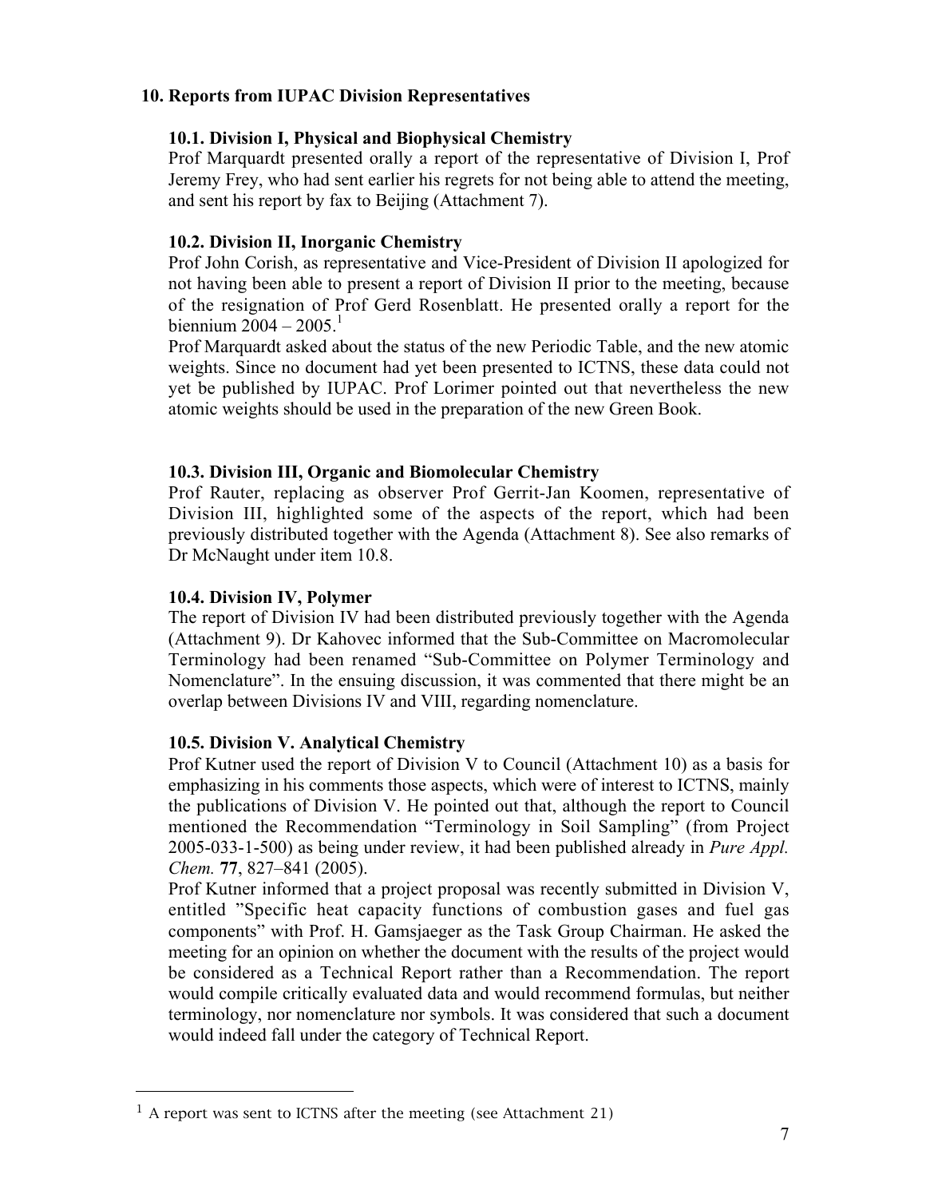## 10. Reports from IUPAC Division Representatives

### 10.1. Division I, Physical and Biophysical Chemistry

Prof Marquardt presented orally a report of the representative of Division I, Prof Jeremy Frey, who had sent earlier his regrets for not being able to attend the meeting, and sent his report by fax to Beijing (Attachment 7).

### 10.2. Division II, Inorganic Chemistry

Prof John Corish, as representative and Vice-President of Division II apologized for not having been able to present a report of Division II prior to the meeting, because of the resignation of Prof Gerd Rosenblatt. He presented orally a report for the biennium 2004 – 2005.[1]

Prof Marquardt asked about the status of the new Periodic Table, and the new atomic weights. Since no document had yet been presented to ICTNS, these data could not yet be published by IUPAC. Prof Lorimer pointed out that nevertheless the new atomic weights should be used in the preparation of the new Green Book.

### 10.3. Division III, Organic and Biomolecular Chemistry

Prof Rauter, replacing as observer Prof Gerrit-Jan Koomen, representative of Division III, highlighted some of the aspects of the report, which had been previously distributed together with the Agenda (Attachment 8). See also remarks of Dr McNaught under item 10.8.

### 10.4. Division IV, Polymer

The report of Division IV had been distributed previously together with the Agenda (Attachment 9). Dr Kahovec informed that the Sub-Committee on Macromolecular Terminology had been renamed "Sub-Committee on Polymer Terminology and Nomenclature". In the ensuing discussion, it was commented that there might be an overlap between Divisions IV and VIII, regarding nomenclature.

### 10.5. Division V. Analytical Chemistry

Prof Kutner used the report of Division V to Council (Attachment 10) as a basis for emphasizing in his comments those aspects, which were of interest to ICTNS, mainly the publications of Division V. He pointed out that, although the report to Council mentioned the Recommendation "Terminology in Soil Sampling" (from Project 2005-033-1-500) as being under review, it had been published already in *Pure Appl. Chem.* **77**, 827–841 (2005).

Prof Kutner informed that a project proposal was recently submitted in Division V, entitled "Specific heat capacity functions of combustion gases and fuel gas components" with Prof. H. Gamsjaeger as the Task Group Chairman. He asked the meeting for an opinion on whether the document with the results of the project would be considered as a Technical Report rather than a Recommendation. The report would compile critically evaluated data and would recommend formulas, but neither terminology, nor nomenclature nor symbols. It was considered that such a document would indeed fall under the category of Technical Report.

---

[1] A report was sent to ICTNS after the meeting (see Attachment 21)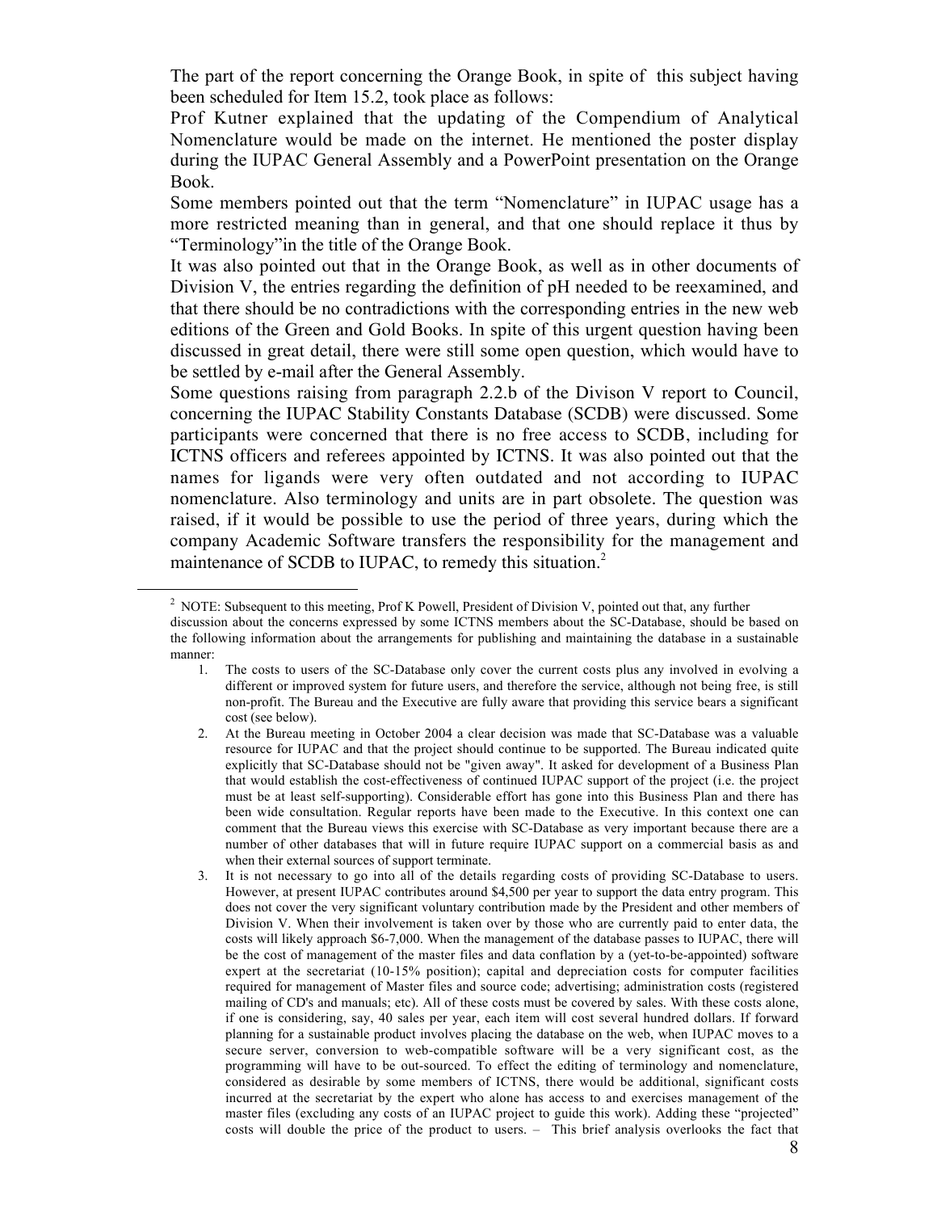The part of the report concerning the Orange Book, in spite of this subject having been scheduled for Item 15.2, took place as follows:

Prof Kutner explained that the updating of the Compendium of Analytical Nomenclature would be made on the internet. He mentioned the poster display during the IUPAC General Assembly and a PowerPoint presentation on the Orange Book.

Some members pointed out that the term "Nomenclature" in IUPAC usage has a more restricted meaning than in general, and that one should replace it thus by "Terminology"in the title of the Orange Book.

It was also pointed out that in the Orange Book, as well as in other documents of Division V, the entries regarding the definition of pH needed to be reexamined, and that there should be no contradictions with the corresponding entries in the new web editions of the Green and Gold Books. In spite of this urgent question having been discussed in great detail, there were still some open question, which would have to be settled by e-mail after the General Assembly.

Some questions raising from paragraph 2.2.b of the Divison V report to Council, concerning the IUPAC Stability Constants Database (SCDB) were discussed. Some participants were concerned that there is no free access to SCDB, including for ICTNS officers and referees appointed by ICTNS. It was also pointed out that the names for ligands were very often outdated and not according to IUPAC nomenclature. Also terminology and units are in part obsolete. The question was raised, if it would be possible to use the period of three years, during which the company Academic Software transfers the responsibility for the management and maintenance of SCDB to IUPAC, to remedy this situation.[2]

---

[2] NOTE: Subsequent to this meeting, Prof K Powell, President of Division V, pointed out that, any further discussion about the concerns expressed by some ICTNS members about the SC-Database, should be based on the following information about the arrangements for publishing and maintaining the database in a sustainable manner:

1. The costs to users of the SC-Database only cover the current costs plus any involved in evolving a different or improved system for future users, and therefore the service, although not being free, is still non-profit. The Bureau and the Executive are fully aware that providing this service bears a significant cost (see below).
2. At the Bureau meeting in October 2004 a clear decision was made that SC-Database was a valuable resource for IUPAC and that the project should continue to be supported. The Bureau indicated quite explicitly that SC-Database should not be "given away". It asked for development of a Business Plan that would establish the cost-effectiveness of continued IUPAC support of the project (i.e. the project must be at least self-supporting). Considerable effort has gone into this Business Plan and there has been wide consultation. Regular reports have been made to the Executive. In this context one can comment that the Bureau views this exercise with SC-Database as very important because there are a number of other databases that will in future require IUPAC support on a commercial basis as and when their external sources of support terminate.
3. It is not necessary to go into all of the details regarding costs of providing SC-Database to users. However, at present IUPAC contributes around $4,500 per year to support the data entry program. This does not cover the very significant voluntary contribution made by the President and other members of Division V. When their involvement is taken over by those who are currently paid to enter data, the costs will likely approach $6-7,000. When the management of the database passes to IUPAC, there will be the cost of management of the master files and data conflation by a (yet-to-be-appointed) software expert at the secretariat (10-15% position); capital and depreciation costs for computer facilities required for management of Master files and source code; advertising; administration costs (registered mailing of CD's and manuals; etc). All of these costs must be covered by sales. With these costs alone, if one is considering, say, 40 sales per year, each item will cost several hundred dollars. If forward planning for a sustainable product involves placing the database on the web, when IUPAC moves to a secure server, conversion to web-compatible software will be a very significant cost, as the programming will have to be out-sourced. To effect the editing of terminology and nomenclature, considered as desirable by some members of ICTNS, there would be additional, significant costs incurred at the secretariat by the expert who alone has access to and exercises management of the master files (excluding any costs of an IUPAC project to guide this work). Adding these "projected" costs will double the price of the product to users. – This brief analysis overlooks the fact that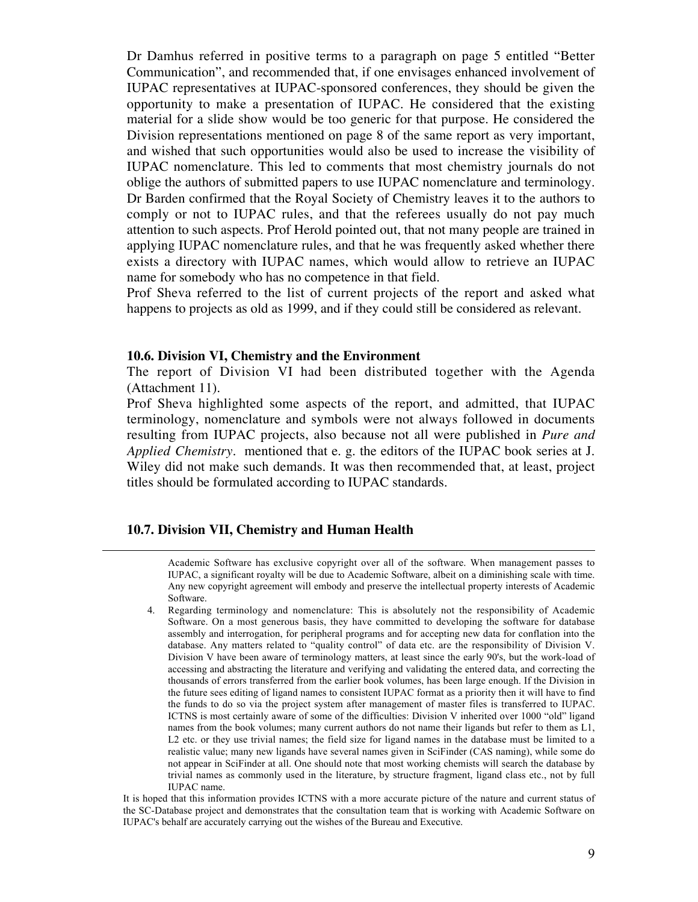Dr Damhus referred in positive terms to a paragraph on page 5 entitled "Better Communication", and recommended that, if one envisages enhanced involvement of IUPAC representatives at IUPAC-sponsored conferences, they should be given the opportunity to make a presentation of IUPAC. He considered that the existing material for a slide show would be too generic for that purpose. He considered the Division representations mentioned on page 8 of the same report as very important, and wished that such opportunities would also be used to increase the visibility of IUPAC nomenclature. This led to comments that most chemistry journals do not oblige the authors of submitted papers to use IUPAC nomenclature and terminology. Dr Barden confirmed that the Royal Society of Chemistry leaves it to the authors to comply or not to IUPAC rules, and that the referees usually do not pay much attention to such aspects. Prof Herold pointed out, that not many people are trained in applying IUPAC nomenclature rules, and that he was frequently asked whether there exists a directory with IUPAC names, which would allow to retrieve an IUPAC name for somebody who has no competence in that field.

Prof Sheva referred to the list of current projects of the report and asked what happens to projects as old as 1999, and if they could still be considered as relevant.

### 10.6. Division VI, Chemistry and the Environment

The report of Division VI had been distributed together with the Agenda (Attachment 11).

Prof Sheva highlighted some aspects of the report, and admitted, that IUPAC terminology, nomenclature and symbols were not always followed in documents resulting from IUPAC projects, also because not all were published in *Pure and Applied Chemistry*.  mentioned that e. g. the editors of the IUPAC book series at J. Wiley did not make such demands. It was then recommended that, at least, project titles should be formulated according to IUPAC standards.

### 10.7. Division VII, Chemistry and Human Health

---

Academic Software has exclusive copyright over all of the software. When management passes to IUPAC, a significant royalty will be due to Academic Software, albeit on a diminishing scale with time. Any new copyright agreement will embody and preserve the intellectual property interests of Academic Software.

4. Regarding terminology and nomenclature: This is absolutely not the responsibility of Academic Software. On a most generous basis, they have committed to developing the software for database assembly and interrogation, for peripheral programs and for accepting new data for conflation into the database. Any matters related to "quality control" of data etc. are the responsibility of Division V. Division V have been aware of terminology matters, at least since the early 90's, but the work-load of accessing and abstracting the literature and verifying and validating the entered data, and correcting the thousands of errors transferred from the earlier book volumes, has been large enough. If the Division in the future sees editing of ligand names to consistent IUPAC format as a priority then it will have to find the funds to do so via the project system after management of master files is transferred to IUPAC. ICTNS is most certainly aware of some of the difficulties: Division V inherited over 1000 "old" ligand names from the book volumes; many current authors do not name their ligands but refer to them as L1, L2 etc. or they use trivial names; the field size for ligand names in the database must be limited to a realistic value; many new ligands have several names given in SciFinder (CAS naming), while some do not appear in SciFinder at all. One should note that most working chemists will search the database by trivial names as commonly used in the literature, by structure fragment, ligand class etc., not by full IUPAC name.

It is hoped that this information provides ICTNS with a more accurate picture of the nature and current status of the SC-Database project and demonstrates that the consultation team that is working with Academic Software on IUPAC's behalf are accurately carrying out the wishes of the Bureau and Executive.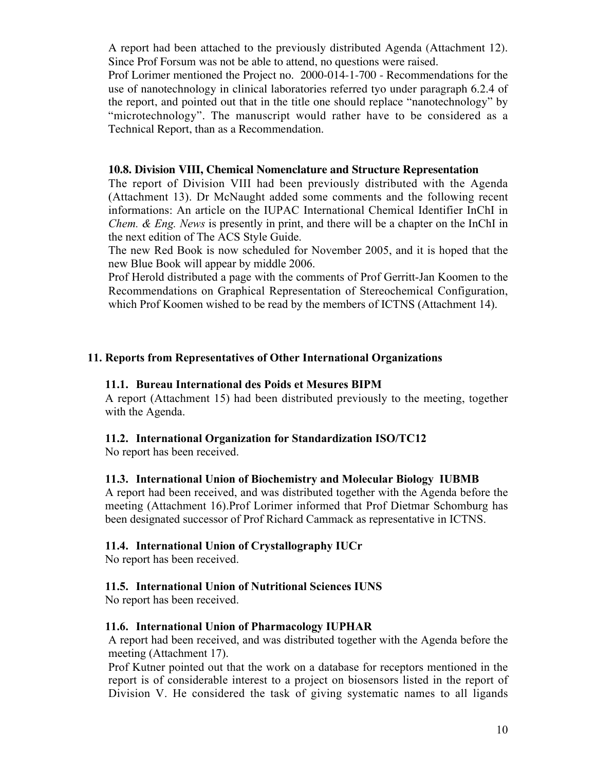A report had been attached to the previously distributed Agenda (Attachment 12). Since Prof Forsum was not be able to attend, no questions were raised.
Prof Lorimer mentioned the Project no. 2000-014-1-700 - Recommendations for the use of nanotechnology in clinical laboratories referred tyo under paragraph 6.2.4 of the report, and pointed out that in the title one should replace “nanotechnology” by “microtechnology”. The manuscript would rather have to be considered as a Technical Report, than as a Recommendation.

### 10.8. Division VIII, Chemical Nomenclature and Structure Representation

The report of Division VIII had been previously distributed with the Agenda (Attachment 13). Dr McNaught added some comments and the following recent informations: An article on the IUPAC International Chemical Identifier InChI in *Chem. & Eng. News* is presently in print, and there will be a chapter on the InChI in the next edition of The ACS Style Guide.
The new Red Book is now scheduled for November 2005, and it is hoped that the new Blue Book will appear by middle 2006.
Prof Herold distributed a page with the comments of Prof Gerritt-Jan Koomen to the Recommendations on Graphical Representation of Stereochemical Configuration, which Prof Koomen wished to be read by the members of ICTNS (Attachment 14).

## 11. Reports from Representatives of Other International Organizations

### 11.1. Bureau International des Poids et Mesures BIPM

A report (Attachment 15) had been distributed previously to the meeting, together with the Agenda.

### 11.2. International Organization for Standardization ISO/TC12

No report has been received.

### 11.3. International Union of Biochemistry and Molecular Biology IUBMB

A report had been received, and was distributed together with the Agenda before the meeting (Attachment 16).Prof Lorimer informed that Prof Dietmar Schomburg has been designated successor of Prof Richard Cammack as representative in ICTNS.

### 11.4. International Union of Crystallography IUCr

No report has been received.

### 11.5. International Union of Nutritional Sciences IUNS

No report has been received.

### 11.6. International Union of Pharmacology IUPHAR

A report had been received, and was distributed together with the Agenda before the meeting (Attachment 17).
Prof Kutner pointed out that the work on a database for receptors mentioned in the report is of considerable interest to a project on biosensors listed in the report of Division V. He considered the task of giving systematic names to all ligands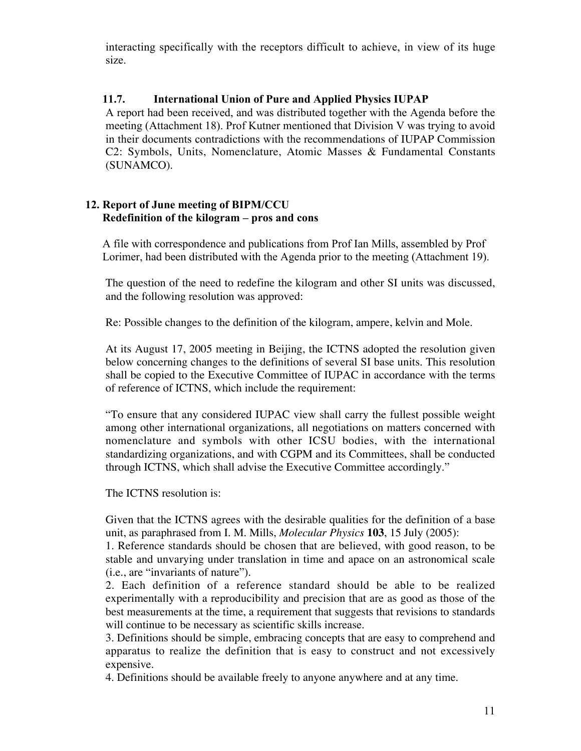interacting specifically with the receptors difficult to achieve, in view of its huge size.

### 11.7. International Union of Pure and Applied Physics IUPAP

A report had been received, and was distributed together with the Agenda before the meeting (Attachment 18). Prof Kutner mentioned that Division V was trying to avoid in their documents contradictions with the recommendations of IUPAP Commission C2: Symbols, Units, Nomenclature, Atomic Masses & Fundamental Constants (SUNAMCO).

## 12. Report of June meeting of BIPM/CCU Redefinition of the kilogram – pros and cons

A file with correspondence and publications from Prof Ian Mills, assembled by Prof Lorimer, had been distributed with the Agenda prior to the meeting (Attachment 19).

The question of the need to redefine the kilogram and other SI units was discussed, and the following resolution was approved:

Re: Possible changes to the definition of the kilogram, ampere, kelvin and Mole.

At its August 17, 2005 meeting in Beijing, the ICTNS adopted the resolution given below concerning changes to the definitions of several SI base units. This resolution shall be copied to the Executive Committee of IUPAC in accordance with the terms of reference of ICTNS, which include the requirement:

"To ensure that any considered IUPAC view shall carry the fullest possible weight among other international organizations, all negotiations on matters concerned with nomenclature and symbols with other ICSU bodies, with the international standardizing organizations, and with CGPM and its Committees, shall be conducted through ICTNS, which shall advise the Executive Committee accordingly."

The ICTNS resolution is:

Given that the ICTNS agrees with the desirable qualities for the definition of a base unit, as paraphrased from I. M. Mills, *Molecular Physics* **103**, 15 July (2005):

1. Reference standards should be chosen that are believed, with good reason, to be stable and unvarying under translation in time and apace on an astronomical scale (i.e., are "invariants of nature").
2. Each definition of a reference standard should be able to be realized experimentally with a reproducibility and precision that are as good as those of the best measurements at the time, a requirement that suggests that revisions to standards will continue to be necessary as scientific skills increase.
3. Definitions should be simple, embracing concepts that are easy to comprehend and apparatus to realize the definition that is easy to construct and not excessively expensive.
4. Definitions should be available freely to anyone anywhere and at any time.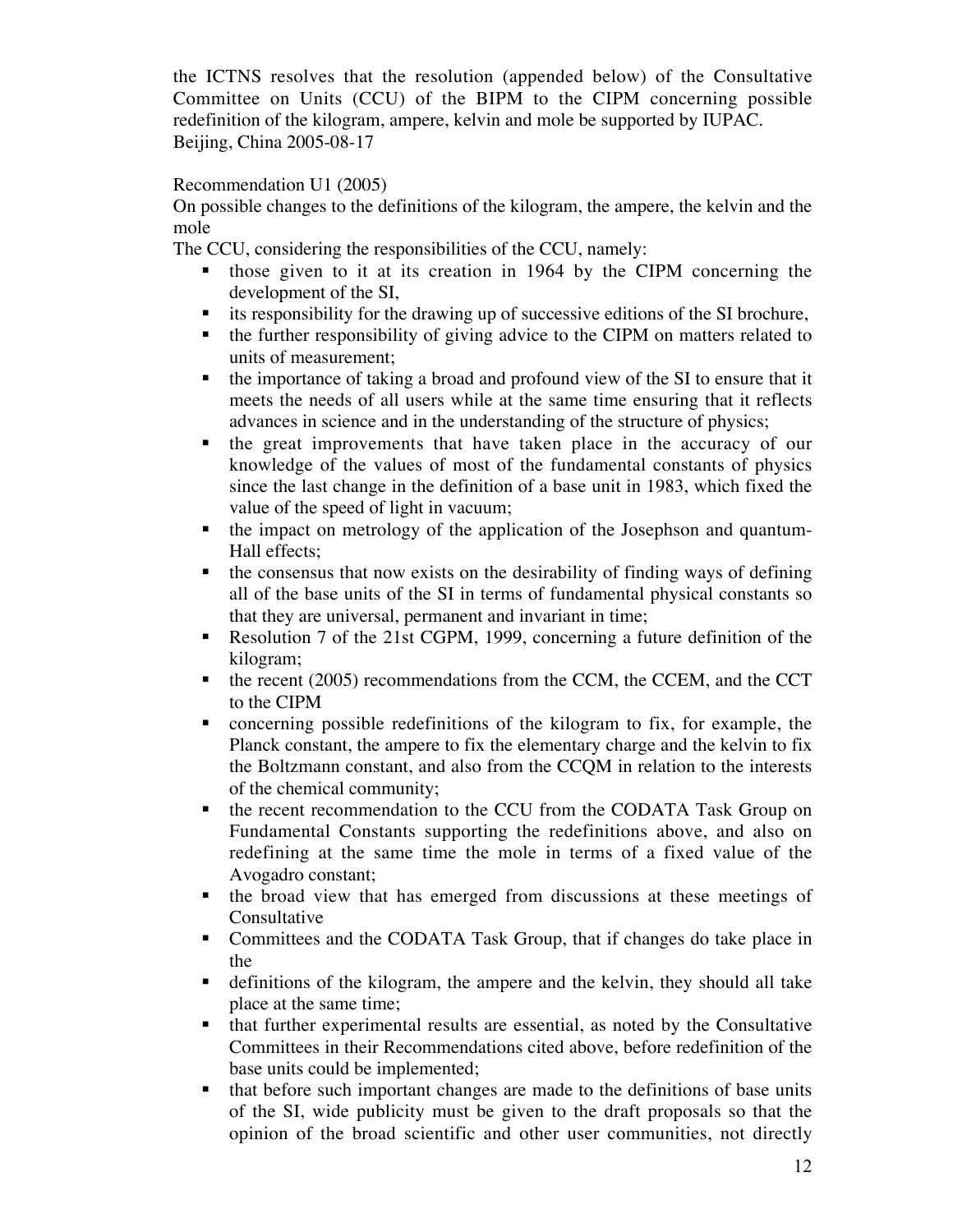the ICTNS resolves that the resolution (appended below) of the Consultative Committee on Units (CCU) of the BIPM to the CIPM concerning possible redefinition of the kilogram, ampere, kelvin and mole be supported by IUPAC.
Beijing, China 2005-08-17

Recommendation U1 (2005)
On possible changes to the definitions of the kilogram, the ampere, the kelvin and the mole
The CCU, considering the responsibilities of the CCU, namely:

- those given to it at its creation in 1964 by the CIPM concerning the development of the SI,
- its responsibility for the drawing up of successive editions of the SI brochure,
- the further responsibility of giving advice to the CIPM on matters related to units of measurement;
- the importance of taking a broad and profound view of the SI to ensure that it meets the needs of all users while at the same time ensuring that it reflects advances in science and in the understanding of the structure of physics;
- the great improvements that have taken place in the accuracy of our knowledge of the values of most of the fundamental constants of physics since the last change in the definition of a base unit in 1983, which fixed the value of the speed of light in vacuum;
- the impact on metrology of the application of the Josephson and quantum-Hall effects;
- the consensus that now exists on the desirability of finding ways of defining all of the base units of the SI in terms of fundamental physical constants so that they are universal, permanent and invariant in time;
- Resolution 7 of the 21st CGPM, 1999, concerning a future definition of the kilogram;
- the recent (2005) recommendations from the CCM, the CCEM, and the CCT to the CIPM
- concerning possible redefinitions of the kilogram to fix, for example, the Planck constant, the ampere to fix the elementary charge and the kelvin to fix the Boltzmann constant, and also from the CCQM in relation to the interests of the chemical community;
- the recent recommendation to the CCU from the CODATA Task Group on Fundamental Constants supporting the redefinitions above, and also on redefining at the same time the mole in terms of a fixed value of the Avogadro constant;
- the broad view that has emerged from discussions at these meetings of Consultative
- Committees and the CODATA Task Group, that if changes do take place in the
- definitions of the kilogram, the ampere and the kelvin, they should all take place at the same time;
- that further experimental results are essential, as noted by the Consultative Committees in their Recommendations cited above, before redefinition of the base units could be implemented;
- that before such important changes are made to the definitions of base units of the SI, wide publicity must be given to the draft proposals so that the opinion of the broad scientific and other user communities, not directly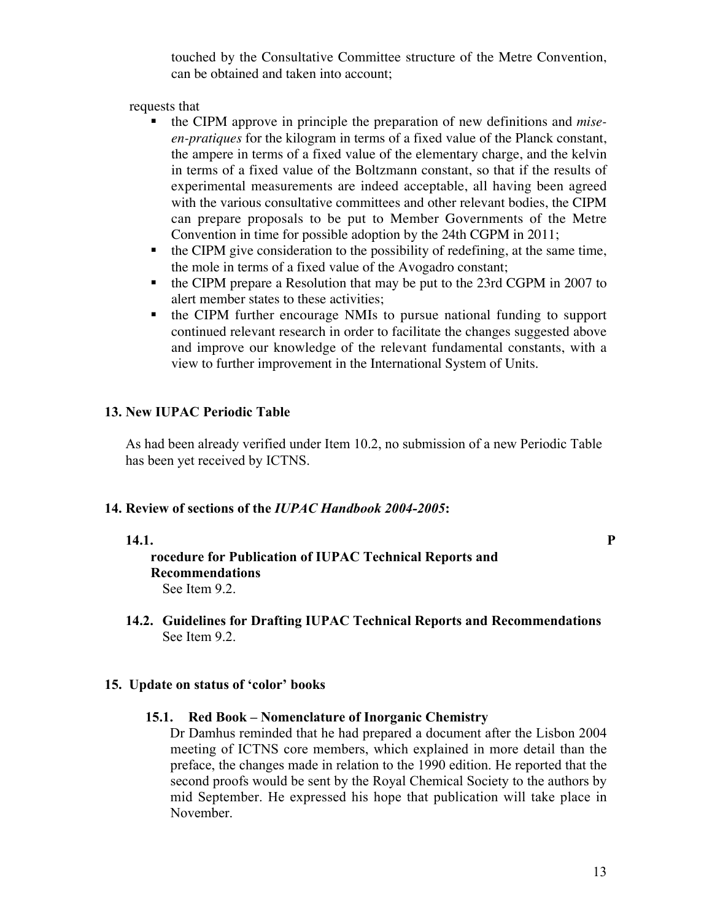touched by the Consultative Committee structure of the Metre Convention, can be obtained and taken into account;

requests that

- the CIPM approve in principle the preparation of new definitions and *mise-en-pratiques* for the kilogram in terms of a fixed value of the Planck constant, the ampere in terms of a fixed value of the elementary charge, and the kelvin in terms of a fixed value of the Boltzmann constant, so that if the results of experimental measurements are indeed acceptable, all having been agreed with the various consultative committees and other relevant bodies, the CIPM can prepare proposals to be put to Member Governments of the Metre Convention in time for possible adoption by the 24th CGPM in 2011;
- the CIPM give consideration to the possibility of redefining, at the same time, the mole in terms of a fixed value of the Avogadro constant;
- the CIPM prepare a Resolution that may be put to the 23rd CGPM in 2007 to alert member states to these activities;
- the CIPM further encourage NMIs to pursue national funding to support continued relevant research in order to facilitate the changes suggested above and improve our knowledge of the relevant fundamental constants, with a view to further improvement in the International System of Units.

## 13. New IUPAC Periodic Table

As had been already verified under Item 10.2, no submission of a new Periodic Table has been yet received by ICTNS.

## 14. Review of sections of the *IUPAC Handbook 2004-2005*:

### 14.1. Procedure for Publication of IUPAC Technical Reports and Recommendations

See Item 9.2.

### 14.2. Guidelines for Drafting IUPAC Technical Reports and Recommendations

See Item 9.2.

## 15. Update on status of 'color' books

### 15.1. Red Book – Nomenclature of Inorganic Chemistry

Dr Damhus reminded that he had prepared a document after the Lisbon 2004 meeting of ICTNS core members, which explained in more detail than the preface, the changes made in relation to the 1990 edition. He reported that the second proofs would be sent by the Royal Chemical Society to the authors by mid September. He expressed his hope that publication will take place in November.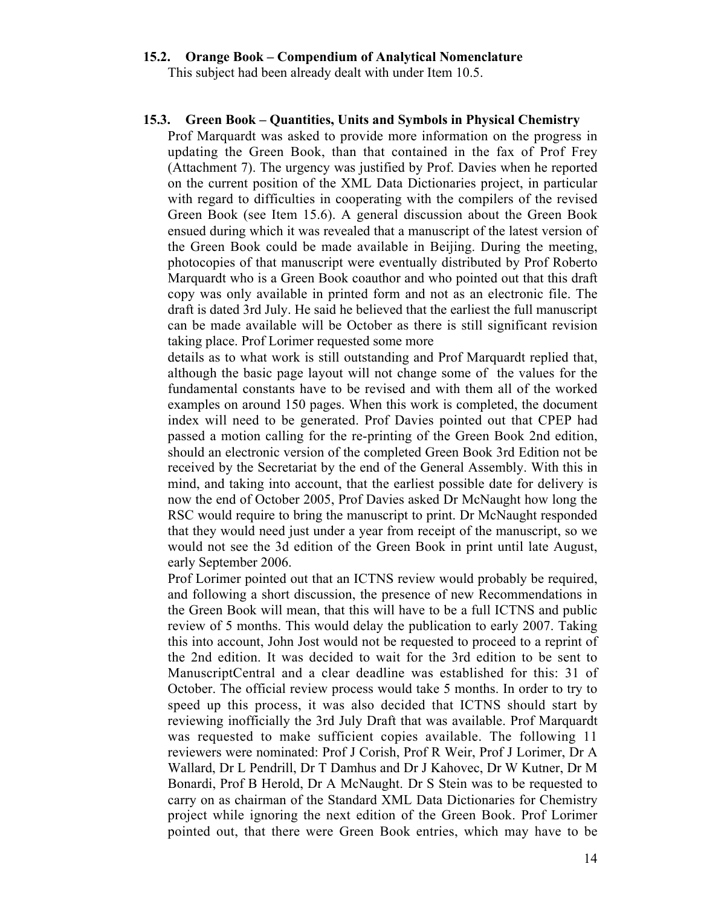### 15.2. Orange Book – Compendium of Analytical Nomenclature

This subject had been already dealt with under Item 10.5.

### 15.3. Green Book – Quantities, Units and Symbols in Physical Chemistry

Prof Marquardt was asked to provide more information on the progress in updating the Green Book, than that contained in the fax of Prof Frey (Attachment 7). The urgency was justified by Prof. Davies when he reported on the current position of the XML Data Dictionaries project, in particular with regard to difficulties in cooperating with the compilers of the revised Green Book (see Item 15.6). A general discussion about the Green Book ensued during which it was revealed that a manuscript of the latest version of the Green Book could be made available in Beijing. During the meeting, photocopies of that manuscript were eventually distributed by Prof Roberto Marquardt who is a Green Book coauthor and who pointed out that this draft copy was only available in printed form and not as an electronic file. The draft is dated 3rd July. He said he believed that the earliest the full manuscript can be made available will be October as there is still significant revision taking place. Prof Lorimer requested some more details as to what work is still outstanding and Prof Marquardt replied that, although the basic page layout will not change some of the values for the fundamental constants have to be revised and with them all of the worked examples on around 150 pages. When this work is completed, the document index will need to be generated. Prof Davies pointed out that CPEP had passed a motion calling for the re-printing of the Green Book 2nd edition, should an electronic version of the completed Green Book 3rd Edition not be received by the Secretariat by the end of the General Assembly. With this in mind, and taking into account, that the earliest possible date for delivery is now the end of October 2005, Prof Davies asked Dr McNaught how long the RSC would require to bring the manuscript to print. Dr McNaught responded that they would need just under a year from receipt of the manuscript, so we would not see the 3d edition of the Green Book in print until late August, early September 2006.

Prof Lorimer pointed out that an ICTNS review would probably be required, and following a short discussion, the presence of new Recommendations in the Green Book will mean, that this will have to be a full ICTNS and public review of 5 months. This would delay the publication to early 2007. Taking this into account, John Jost would not be requested to proceed to a reprint of the 2nd edition. It was decided to wait for the 3rd edition to be sent to ManuscriptCentral and a clear deadline was established for this: 31 of October. The official review process would take 5 months. In order to try to speed up this process, it was also decided that ICTNS should start by reviewing inofficially the 3rd July Draft that was available. Prof Marquardt was requested to make sufficient copies available. The following 11 reviewers were nominated: Prof J Corish, Prof R Weir, Prof J Lorimer, Dr A Wallard, Dr L Pendrill, Dr T Damhus and Dr J Kahovec, Dr W Kutner, Dr M Bonardi, Prof B Herold, Dr A McNaught. Dr S Stein was to be requested to carry on as chairman of the Standard XML Data Dictionaries for Chemistry project while ignoring the next edition of the Green Book. Prof Lorimer pointed out, that there were Green Book entries, which may have to be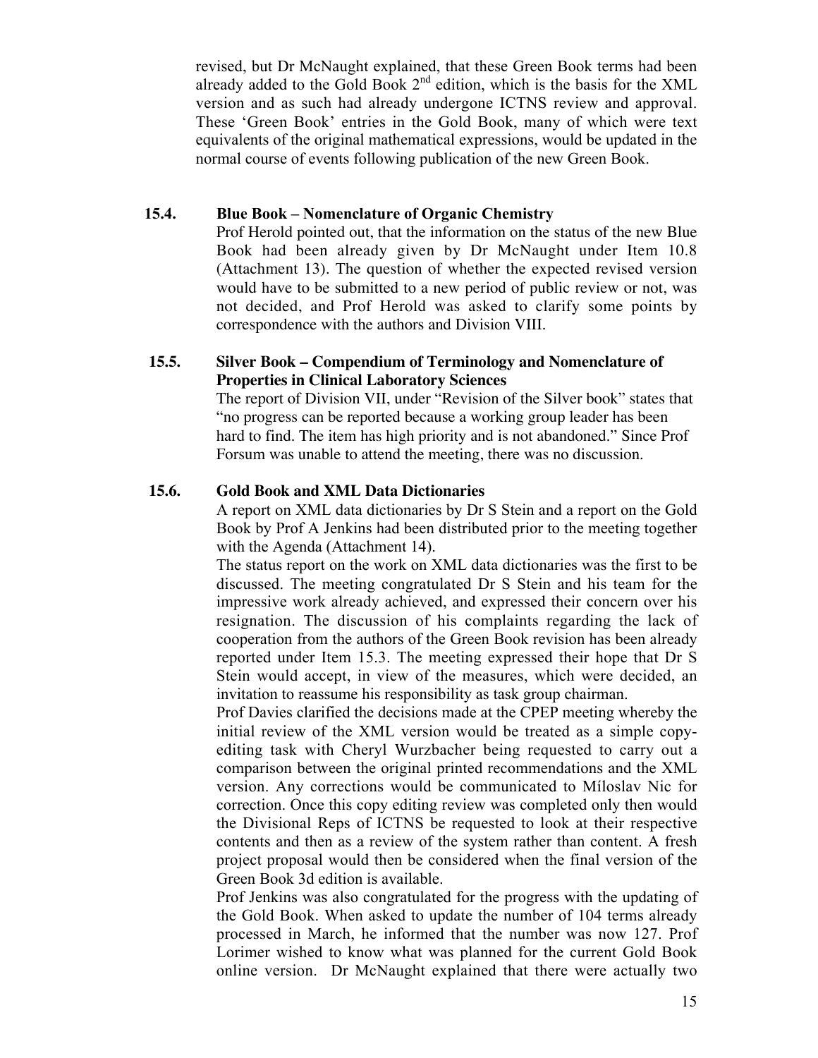revised, but Dr McNaught explained, that these Green Book terms had been already added to the Gold Book 2nd edition, which is the basis for the XML version and as such had already undergone ICTNS review and approval. These 'Green Book' entries in the Gold Book, many of which were text equivalents of the original mathematical expressions, would be updated in the normal course of events following publication of the new Green Book.

### 15.4. Blue Book – Nomenclature of Organic Chemistry

Prof Herold pointed out, that the information on the status of the new Blue Book had been already given by Dr McNaught under Item 10.8 (Attachment 13). The question of whether the expected revised version would have to be submitted to a new period of public review or not, was not decided, and Prof Herold was asked to clarify some points by correspondence with the authors and Division VIII.

### 15.5. Silver Book – Compendium of Terminology and Nomenclature of Properties in Clinical Laboratory Sciences

The report of Division VII, under "Revision of the Silver book" states that "no progress can be reported because a working group leader has been hard to find. The item has high priority and is not abandoned." Since Prof Forsum was unable to attend the meeting, there was no discussion.

### 15.6. Gold Book and XML Data Dictionaries

A report on XML data dictionaries by Dr S Stein and a report on the Gold Book by Prof A Jenkins had been distributed prior to the meeting together with the Agenda (Attachment 14).

The status report on the work on XML data dictionaries was the first to be discussed. The meeting congratulated Dr S Stein and his team for the impressive work already achieved, and expressed their concern over his resignation. The discussion of his complaints regarding the lack of cooperation from the authors of the Green Book revision has been already reported under Item 15.3. The meeting expressed their hope that Dr S Stein would accept, in view of the measures, which were decided, an invitation to reassume his responsibility as task group chairman.

Prof Davies clarified the decisions made at the CPEP meeting whereby the initial review of the XML version would be treated as a simple copy-editing task with Cheryl Wurzbacher being requested to carry out a comparison between the original printed recommendations and the XML version. Any corrections would be communicated to Míloslav Nic for correction. Once this copy editing review was completed only then would the Divisional Reps of ICTNS be requested to look at their respective contents and then as a review of the system rather than content. A fresh project proposal would then be considered when the final version of the Green Book 3d edition is available.

Prof Jenkins was also congratulated for the progress with the updating of the Gold Book. When asked to update the number of 104 terms already processed in March, he informed that the number was now 127. Prof Lorimer wished to know what was planned for the current Gold Book online version. Dr McNaught explained that there were actually two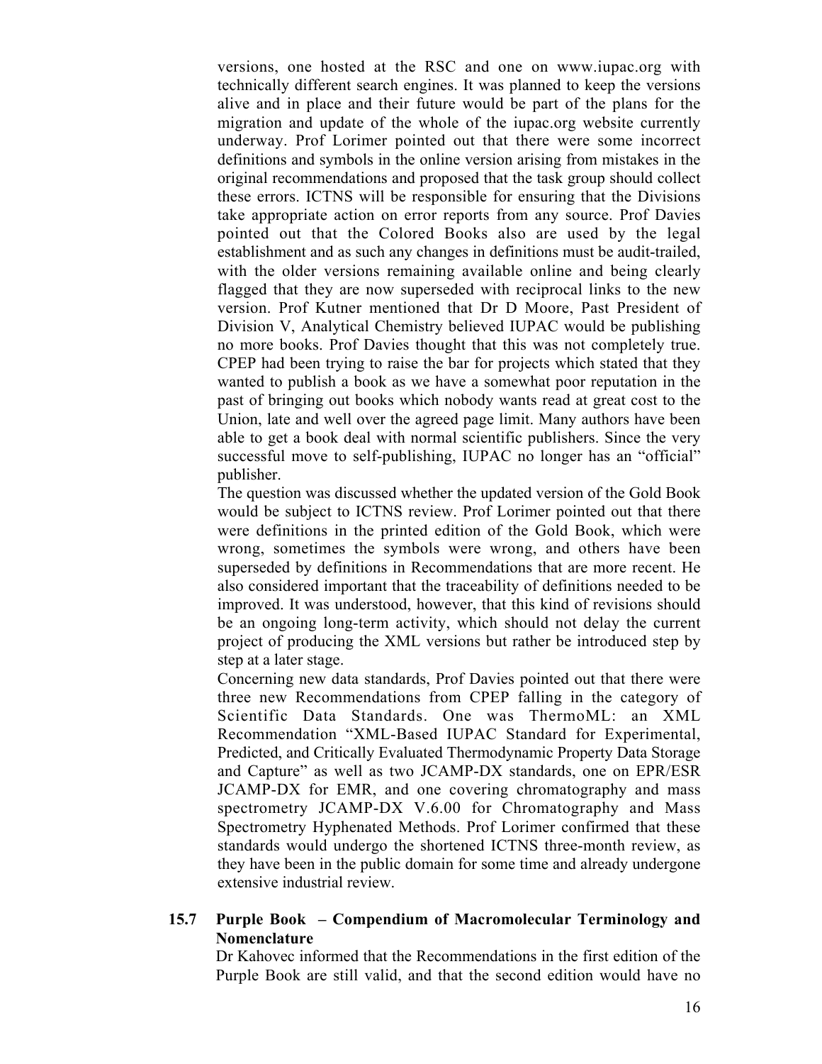versions, one hosted at the RSC and one on www.iupac.org with technically different search engines. It was planned to keep the versions alive and in place and their future would be part of the plans for the migration and update of the whole of the iupac.org website currently underway. Prof Lorimer pointed out that there were some incorrect definitions and symbols in the online version arising from mistakes in the original recommendations and proposed that the task group should collect these errors. ICTNS will be responsible for ensuring that the Divisions take appropriate action on error reports from any source. Prof Davies pointed out that the Colored Books also are used by the legal establishment and as such any changes in definitions must be audit-trailed, with the older versions remaining available online and being clearly flagged that they are now superseded with reciprocal links to the new version. Prof Kutner mentioned that Dr D Moore, Past President of Division V, Analytical Chemistry believed IUPAC would be publishing no more books. Prof Davies thought that this was not completely true. CPEP had been trying to raise the bar for projects which stated that they wanted to publish a book as we have a somewhat poor reputation in the past of bringing out books which nobody wants read at great cost to the Union, late and well over the agreed page limit. Many authors have been able to get a book deal with normal scientific publishers. Since the very successful move to self-publishing, IUPAC no longer has an "official" publisher.

The question was discussed whether the updated version of the Gold Book would be subject to ICTNS review. Prof Lorimer pointed out that there were definitions in the printed edition of the Gold Book, which were wrong, sometimes the symbols were wrong, and others have been superseded by definitions in Recommendations that are more recent. He also considered important that the traceability of definitions needed to be improved. It was understood, however, that this kind of revisions should be an ongoing long-term activity, which should not delay the current project of producing the XML versions but rather be introduced step by step at a later stage.

Concerning new data standards, Prof Davies pointed out that there were three new Recommendations from CPEP falling in the category of Scientific Data Standards. One was ThermoML: an XML Recommendation "XML-Based IUPAC Standard for Experimental, Predicted, and Critically Evaluated Thermodynamic Property Data Storage and Capture" as well as two JCAMP-DX standards, one on EPR/ESR JCAMP-DX for EMR, and one covering chromatography and mass spectrometry JCAMP-DX V.6.00 for Chromatography and Mass Spectrometry Hyphenated Methods. Prof Lorimer confirmed that these standards would undergo the shortened ICTNS three-month review, as they have been in the public domain for some time and already undergone extensive industrial review.

### 15.7 Purple Book – Compendium of Macromolecular Terminology and Nomenclature

Dr Kahovec informed that the Recommendations in the first edition of the Purple Book are still valid, and that the second edition would have no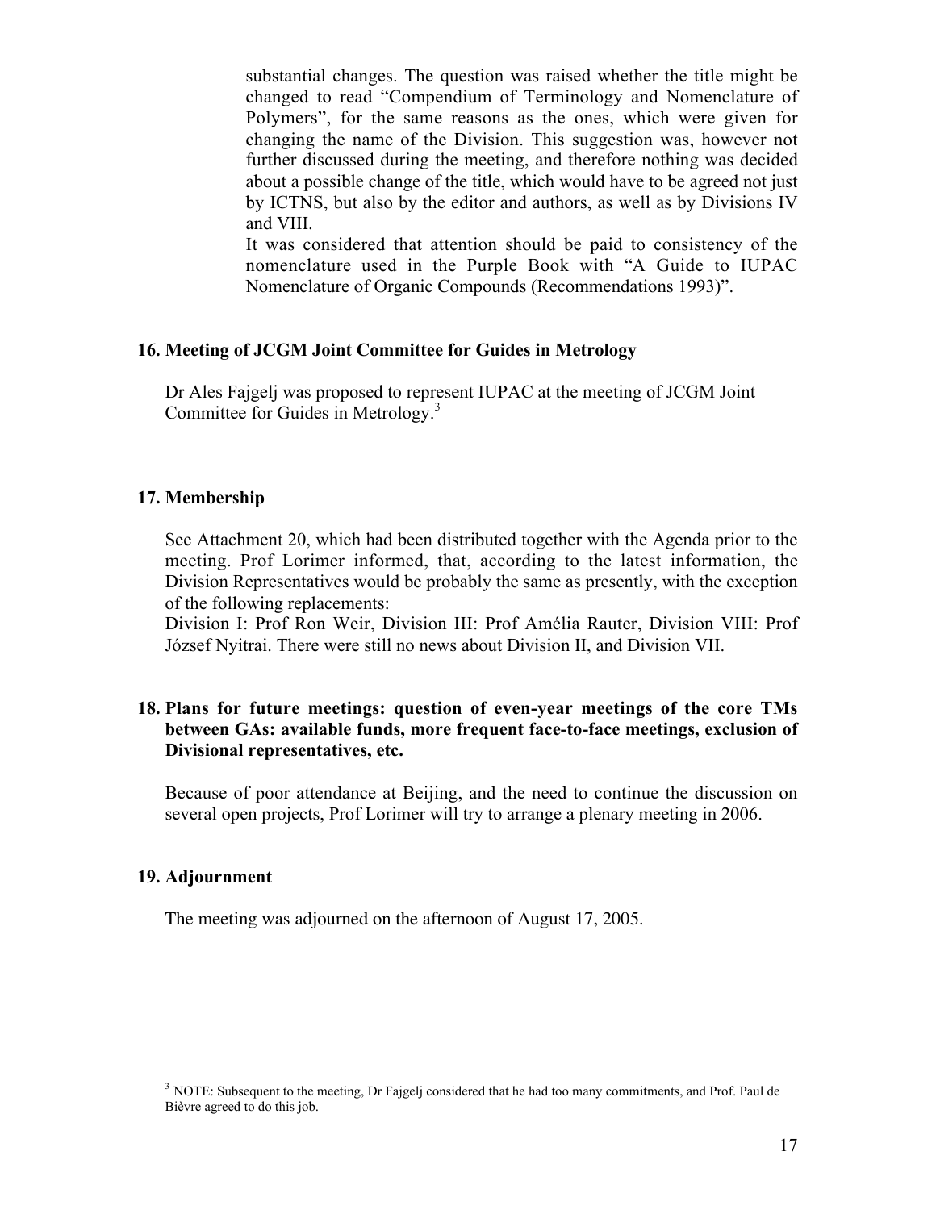substantial changes. The question was raised whether the title might be changed to read "Compendium of Terminology and Nomenclature of Polymers", for the same reasons as the ones, which were given for changing the name of the Division. This suggestion was, however not further discussed during the meeting, and therefore nothing was decided about a possible change of the title, which would have to be agreed not just by ICTNS, but also by the editor and authors, as well as by Divisions IV and VIII.

It was considered that attention should be paid to consistency of the nomenclature used in the Purple Book with "A Guide to IUPAC Nomenclature of Organic Compounds (Recommendations 1993)".

### 16. Meeting of JCGM Joint Committee for Guides in Metrology

Dr Ales Fajgelj was proposed to represent IUPAC at the meeting of JCGM Joint Committee for Guides in Metrology.[3]

### 17. Membership

See Attachment 20, which had been distributed together with the Agenda prior to the meeting. Prof Lorimer informed, that, according to the latest information, the Division Representatives would be probably the same as presently, with the exception of the following replacements:

Division I: Prof Ron Weir, Division III: Prof Amélia Rauter, Division VIII: Prof József Nyitrai. There were still no news about Division II, and Division VII.

### 18. Plans for future meetings: question of even-year meetings of the core TMs between GAs: available funds, more frequent face-to-face meetings, exclusion of Divisional representatives, etc.

Because of poor attendance at Beijing, and the need to continue the discussion on several open projects, Prof Lorimer will try to arrange a plenary meeting in 2006.

### 19. Adjournment

The meeting was adjourned on the afternoon of August 17, 2005.

---

[3] NOTE: Subsequent to the meeting, Dr Fajgelj considered that he had too many commitments, and Prof. Paul de Bièvre agreed to do this job.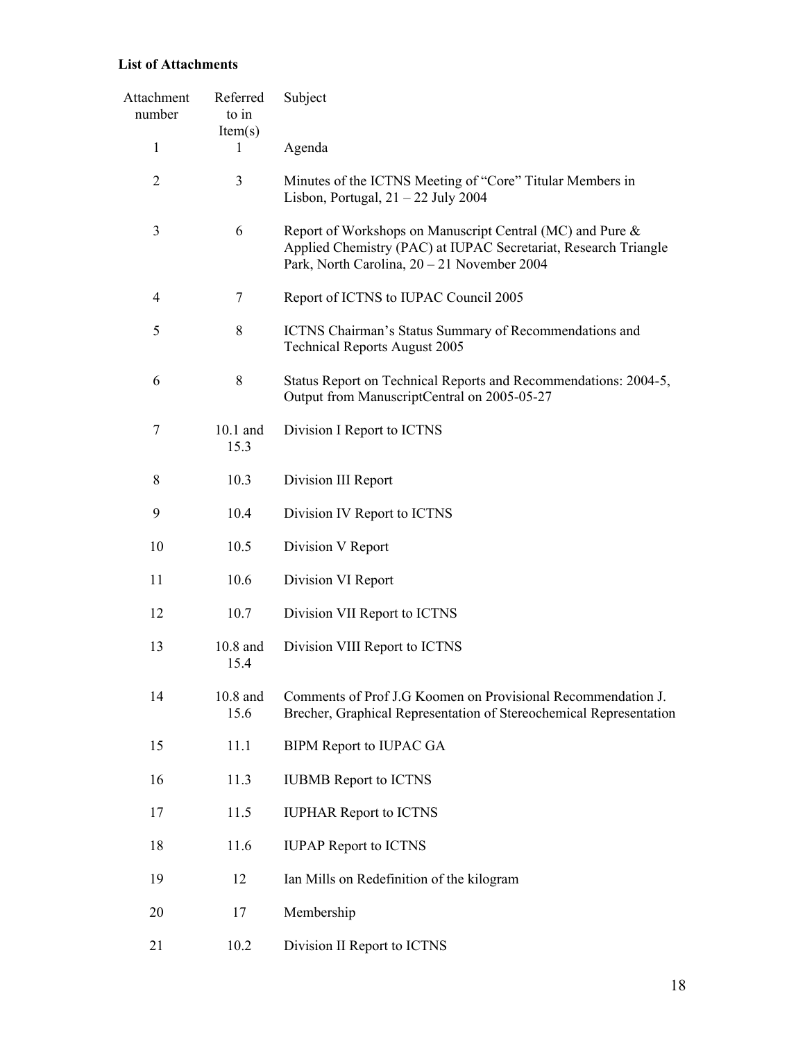**List of Attachments**

| Attachment number | Referred to in Item(s) | Subject |
|---|---|---|
| 1 | 1 | Agenda |
| 2 | 3 | Minutes of the ICTNS Meeting of “Core” Titular Members in Lisbon, Portugal, 21 – 22 July 2004 |
| 3 | 6 | Report of Workshops on Manuscript Central (MC) and Pure & Applied Chemistry (PAC) at IUPAC Secretariat, Research Triangle Park, North Carolina, 20 – 21 November 2004 |
| 4 | 7 | Report of ICTNS to IUPAC Council 2005 |
| 5 | 8 | ICTNS Chairman’s Status Summary of Recommendations and Technical Reports August 2005 |
| 6 | 8 | Status Report on Technical Reports and Recommendations: 2004-5, Output from ManuscriptCentral on 2005-05-27 |
| 7 | 10.1 and 15.3 | Division I Report to ICTNS |
| 8 | 10.3 | Division III Report |
| 9 | 10.4 | Division IV Report to ICTNS |
| 10 | 10.5 | Division V Report |
| 11 | 10.6 | Division VI Report |
| 12 | 10.7 | Division VII Report to ICTNS |
| 13 | 10.8 and 15.4 | Division VIII Report to ICTNS |
| 14 | 10.8 and 15.6 | Comments of Prof J.G Koomen on Provisional Recommendation J. Brecher, Graphical Representation of Stereochemical Representation |
| 15 | 11.1 | BIPM Report to IUPAC GA |
| 16 | 11.3 | IUBMB Report to ICTNS |
| 17 | 11.5 | IUPHAR Report to ICTNS |
| 18 | 11.6 | IUPAP Report to ICTNS |
| 19 | 12 | Ian Mills on Redefinition of the kilogram |
| 20 | 17 | Membership |
| 21 | 10.2 | Division II Report to ICTNS |